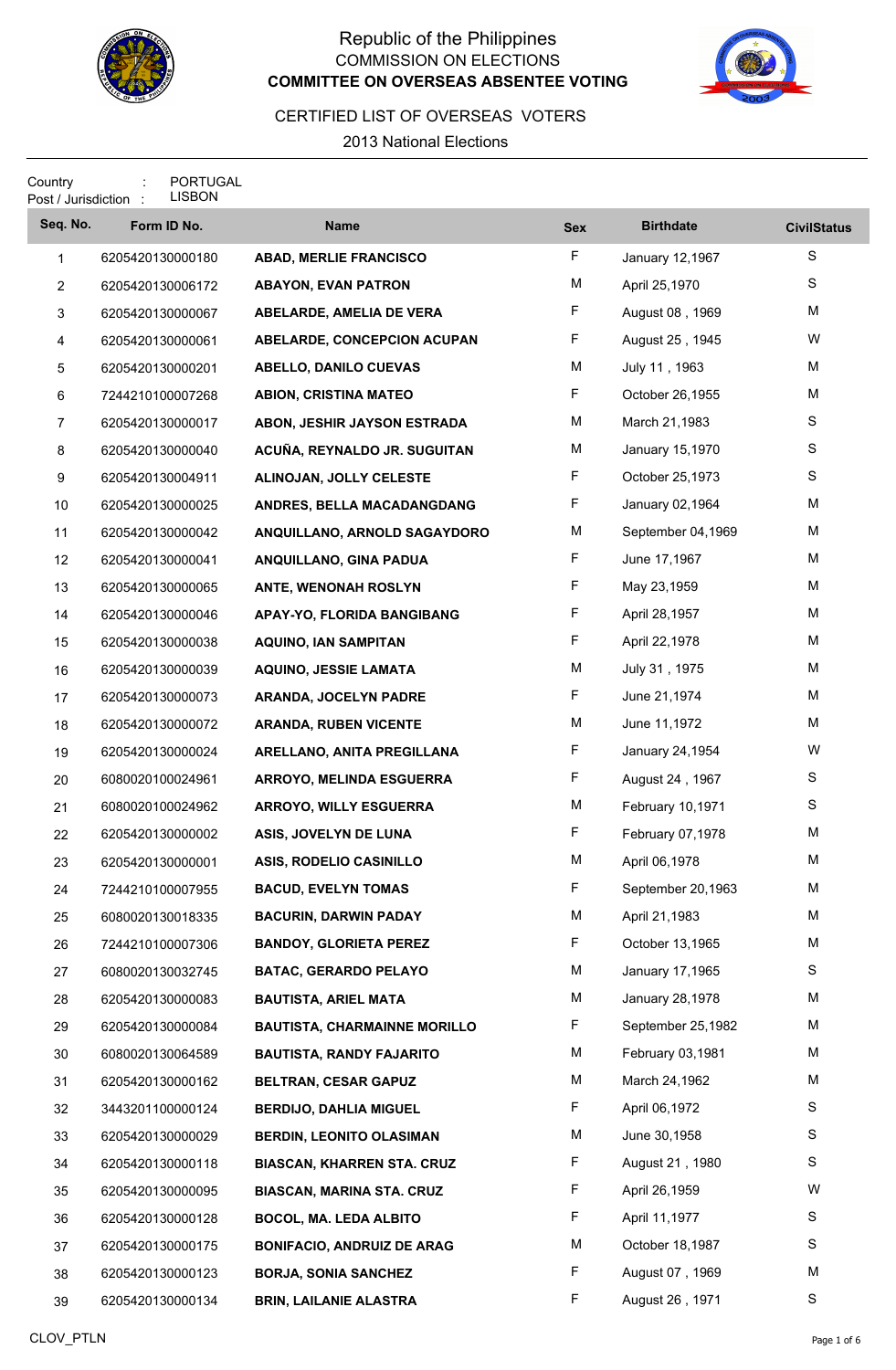Republic of the Philippines

COMMISSION ON ELECTIONS

**COMMITTEE ON OVERSEAS ABSENTEE VOTING**

CERTIFIED LIST OF OVERSEAS VOTERS

2013 National Elections

Country : PORTUGAL

Post / Jurisdiction : LISBON

| Seq. No. | Form ID No. | Name | Sex | Birthdate | CivilStatus |
|---|---|---|---|---|---|
| 1 | 6205420130000180 | ABAD, MERLIE FRANCISCO | F | January 12,1967 | S |
| 2 | 6205420130006172 | ABAYON, EVAN PATRON | M | April 25,1970 | S |
| 3 | 6205420130000067 | ABELARDE, AMELIA DE VERA | F | August 08 , 1969 | M |
| 4 | 6205420130000061 | ABELARDE, CONCEPCION ACUPAN | F | August 25 , 1945 | W |
| 5 | 6205420130000201 | ABELLO, DANILO CUEVAS | M | July 11 , 1963 | M |
| 6 | 7244210100007268 | ABION, CRISTINA MATEO | F | October 26,1955 | M |
| 7 | 6205420130000017 | ABON, JESHIR JAYSON ESTRADA | M | March 21,1983 | S |
| 8 | 6205420130000040 | ACUÑA, REYNALDO JR. SUGUITAN | M | January 15,1970 | S |
| 9 | 6205420130004911 | ALINOJAN, JOLLY CELESTE | F | October 25,1973 | S |
| 10 | 6205420130000025 | ANDRES, BELLA MACADANGDANG | F | January 02,1964 | M |
| 11 | 6205420130000042 | ANQUILLANO, ARNOLD SAGAYDORO | M | September 04,1969 | M |
| 12 | 6205420130000041 | ANQUILLANO, GINA PADUA | F | June 17,1967 | M |
| 13 | 6205420130000065 | ANTE, WENONAH ROSLYN | F | May 23,1959 | M |
| 14 | 6205420130000046 | APAY-YO, FLORIDA BANGIBANG | F | April 28,1957 | M |
| 15 | 6205420130000038 | AQUINO, IAN SAMPITAN | F | April 22,1978 | M |
| 16 | 6205420130000039 | AQUINO, JESSIE LAMATA | M | July 31 , 1975 | M |
| 17 | 6205420130000073 | ARANDA, JOCELYN PADRE | F | June 21,1974 | M |
| 18 | 6205420130000072 | ARANDA, RUBEN VICENTE | M | June 11,1972 | M |
| 19 | 6205420130000024 | ARELLANO, ANITA PREGILLANA | F | January 24,1954 | W |
| 20 | 6080020100024961 | ARROYO, MELINDA ESGUERRA | F | August 24 , 1967 | S |
| 21 | 6080020100024962 | ARROYO, WILLY ESGUERRA | M | February 10,1971 | S |
| 22 | 6205420130000002 | ASIS, JOVELYN DE LUNA | F | February 07,1978 | M |
| 23 | 6205420130000001 | ASIS, RODELIO CASINILLO | M | April 06,1978 | M |
| 24 | 7244210100007955 | BACUD, EVELYN TOMAS | F | September 20,1963 | M |
| 25 | 6080020130018335 | BACURIN, DARWIN PADAY | M | April 21,1983 | M |
| 26 | 7244210100007306 | BANDOY, GLORIETA PEREZ | F | October 13,1965 | M |
| 27 | 6080020130032745 | BATAC, GERARDO PELAYO | M | January 17,1965 | S |
| 28 | 6205420130000083 | BAUTISTA, ARIEL MATA | M | January 28,1978 | M |
| 29 | 6205420130000084 | BAUTISTA, CHARMAINNE MORILLO | F | September 25,1982 | M |
| 30 | 6080020130064589 | BAUTISTA, RANDY FAJARITO | M | February 03,1981 | M |
| 31 | 6205420130000162 | BELTRAN, CESAR GAPUZ | M | March 24,1962 | M |
| 32 | 3443201100000124 | BERDIJO, DAHLIA MIGUEL | F | April 06,1972 | S |
| 33 | 6205420130000029 | BERDIN, LEONITO OLASIMAN | M | June 30,1958 | S |
| 34 | 6205420130000118 | BIASCAN, KHARREN STA. CRUZ | F | August 21 , 1980 | S |
| 35 | 6205420130000095 | BIASCAN, MARINA STA. CRUZ | F | April 26,1959 | W |
| 36 | 6205420130000128 | BOCOL, MA. LEDA ALBITO | F | April 11,1977 | S |
| 37 | 6205420130000175 | BONIFACIO, ANDRUIZ DE ARAG | M | October 18,1987 | S |
| 38 | 6205420130000123 | BORJA, SONIA SANCHEZ | F | August 07 , 1969 | M |
| 39 | 6205420130000134 | BRIN, LAILANIE ALASTRA | F | August 26 , 1971 | S |

CLOV_PTLN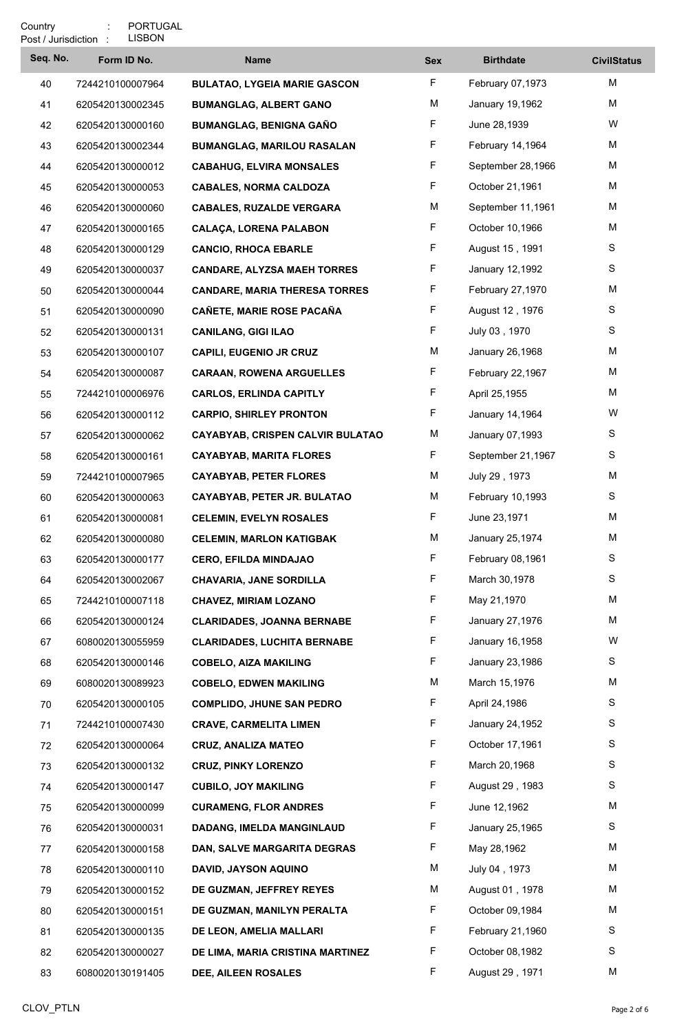Country : PORTUGAL
Post / Jurisdiction : LISBON

| Seq. No. | Form ID No. | Name | Sex | Birthdate | CivilStatus |
|---|---|---|---|---|---|
| 40 | 7244210100007964 | **BULATAO, LYGEIA MARIE GASCON** | F | February 07,1973 | M |
| 41 | 6205420130002345 | **BUMANGLAG, ALBERT GANO** | M | January 19,1962 | M |
| 42 | 6205420130000160 | **BUMANGLAG, BENIGNA GAÑO** | F | June 28,1939 | W |
| 43 | 6205420130002344 | **BUMANGLAG, MARILOU RASALAN** | F | February 14,1964 | M |
| 44 | 6205420130000012 | **CABAHUG, ELVIRA MONSALES** | F | September 28,1966 | M |
| 45 | 6205420130000053 | **CABALES, NORMA CALDOZA** | F | October 21,1961 | M |
| 46 | 6205420130000060 | **CABALES, RUZALDE VERGARA** | M | September 11,1961 | M |
| 47 | 6205420130000165 | **CALAÇA, LORENA PALABON** | F | October 10,1966 | M |
| 48 | 6205420130000129 | **CANCIO, RHOCA EBARLE** | F | August 15 , 1991 | S |
| 49 | 6205420130000037 | **CANDARE, ALYZSA MAEH TORRES** | F | January 12,1992 | S |
| 50 | 6205420130000044 | **CANDARE, MARIA THERESA TORRES** | F | February 27,1970 | M |
| 51 | 6205420130000090 | **CAÑETE, MARIE ROSE PACAÑA** | F | August 12 , 1976 | S |
| 52 | 6205420130000131 | **CANILANG, GIGI ILAO** | F | July 03 , 1970 | S |
| 53 | 6205420130000107 | **CAPILI, EUGENIO JR CRUZ** | M | January 26,1968 | M |
| 54 | 6205420130000087 | **CARAAN, ROWENA ARGUELLES** | F | February 22,1967 | M |
| 55 | 7244210100006976 | **CARLOS, ERLINDA CAPITLY** | F | April 25,1955 | M |
| 56 | 6205420130000112 | **CARPIO, SHIRLEY PRONTON** | F | January 14,1964 | W |
| 57 | 6205420130000062 | **CAYABYAB, CRISPEN CALVIR BULATAO** | M | January 07,1993 | S |
| 58 | 6205420130000161 | **CAYABYAB, MARITA FLORES** | F | September 21,1967 | S |
| 59 | 7244210100007965 | **CAYABYAB, PETER FLORES** | M | July 29 , 1973 | M |
| 60 | 6205420130000063 | **CAYABYAB, PETER JR. BULATAO** | M | February 10,1993 | S |
| 61 | 6205420130000081 | **CELEMIN, EVELYN ROSALES** | F | June 23,1971 | M |
| 62 | 6205420130000080 | **CELEMIN, MARLON KATIGBAK** | M | January 25,1974 | M |
| 63 | 6205420130000177 | **CERO, EFILDA MINDAJAO** | F | February 08,1961 | S |
| 64 | 6205420130002067 | **CHAVARIA, JANE SORDILLA** | F | March 30,1978 | S |
| 65 | 7244210100007118 | **CHAVEZ, MIRIAM LOZANO** | F | May 21,1970 | M |
| 66 | 6205420130000124 | **CLARIDADES, JOANNA BERNABE** | F | January 27,1976 | M |
| 67 | 6080020130055959 | **CLARIDADES, LUCHITA BERNABE** | F | January 16,1958 | W |
| 68 | 6205420130000146 | **COBELO, AIZA MAKILING** | F | January 23,1986 | S |
| 69 | 6080020130089923 | **COBELO, EDWEN MAKILING** | M | March 15,1976 | M |
| 70 | 6205420130000105 | **COMPLIDO, JHUNE SAN PEDRO** | F | April 24,1986 | S |
| 71 | 7244210100007430 | **CRAVE, CARMELITA LIMEN** | F | January 24,1952 | S |
| 72 | 6205420130000064 | **CRUZ, ANALIZA MATEO** | F | October 17,1961 | S |
| 73 | 6205420130000132 | **CRUZ, PINKY LORENZO** | F | March 20,1968 | S |
| 74 | 6205420130000147 | **CUBILO, JOY MAKILING** | F | August 29 , 1983 | S |
| 75 | 6205420130000099 | **CURAMENG, FLOR ANDRES** | F | June 12,1962 | M |
| 76 | 6205420130000031 | **DADANG, IMELDA MANGINLAUD** | F | January 25,1965 | S |
| 77 | 6205420130000158 | **DAN, SALVE MARGARITA DEGRAS** | F | May 28,1962 | M |
| 78 | 6205420130000110 | **DAVID, JAYSON AQUINO** | M | July 04 , 1973 | M |
| 79 | 6205420130000152 | **DE GUZMAN, JEFFREY REYES** | M | August 01 , 1978 | M |
| 80 | 6205420130000151 | **DE GUZMAN, MANILYN PERALTA** | F | October 09,1984 | M |
| 81 | 6205420130000135 | **DE LEON, AMELIA MALLARI** | F | February 21,1960 | S |
| 82 | 6205420130000027 | **DE LIMA, MARIA CRISTINA MARTINEZ** | F | October 08,1982 | S |
| 83 | 6080020130191405 | **DEE, AILEEN ROSALES** | F | August 29 , 1971 | M |

CLOV_PTLN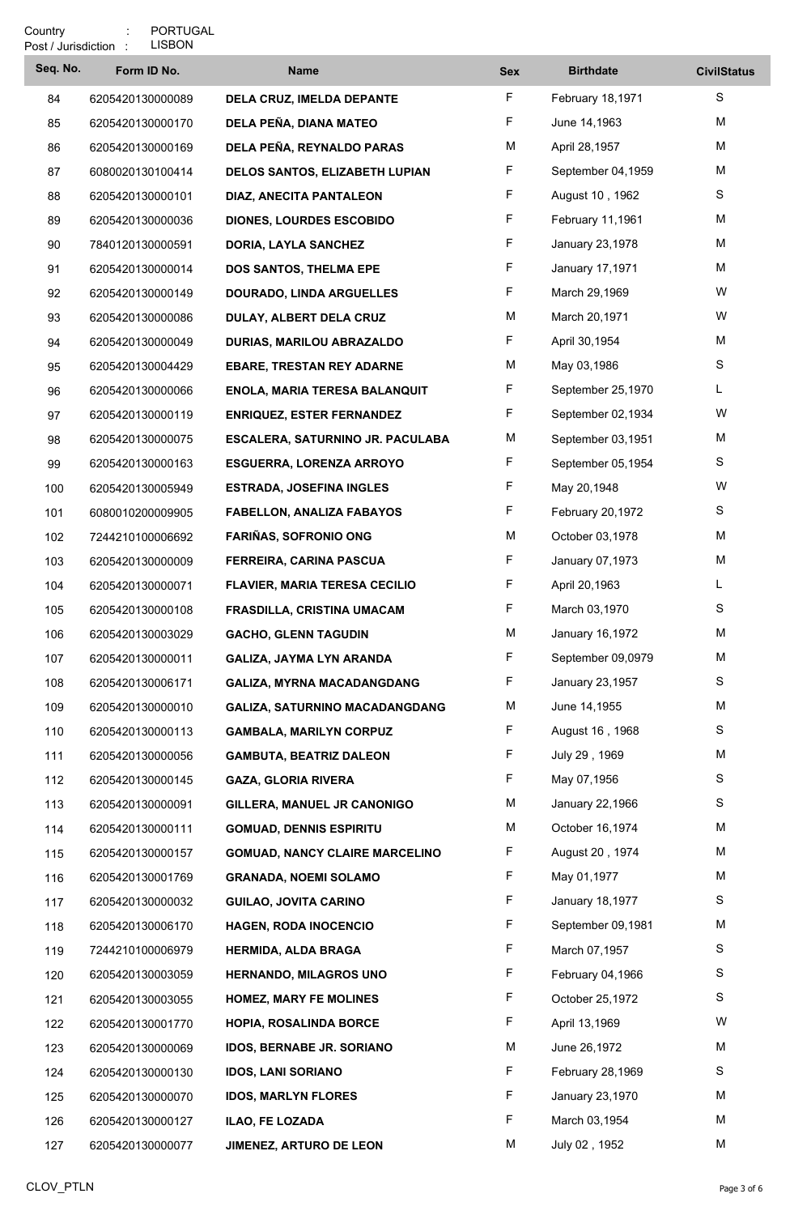Country : PORTUGAL
Post / Jurisdiction : LISBON

| Seq. No. | Form ID No. | Name | Sex | Birthdate | CivilStatus |
|---|---|---|---|---|---|
| 84 | 6205420130000089 | **DELA CRUZ, IMELDA DEPANTE** | F | February 18,1971 | S |
| 85 | 6205420130000170 | **DELA PEÑA, DIANA MATEO** | F | June 14,1963 | M |
| 86 | 6205420130000169 | **DELA PEÑA, REYNALDO PARAS** | M | April 28,1957 | M |
| 87 | 6080020130100414 | **DELOS SANTOS, ELIZABETH LUPIAN** | F | September 04,1959 | M |
| 88 | 6205420130000101 | **DIAZ, ANECITA PANTALEON** | F | August 10 , 1962 | S |
| 89 | 6205420130000036 | **DIONES, LOURDES ESCOBIDO** | F | February 11,1961 | M |
| 90 | 7840120130000591 | **DORIA, LAYLA SANCHEZ** | F | January 23,1978 | M |
| 91 | 6205420130000014 | **DOS SANTOS, THELMA EPE** | F | January 17,1971 | M |
| 92 | 6205420130000149 | **DOURADO, LINDA ARGUELLES** | F | March 29,1969 | W |
| 93 | 6205420130000086 | **DULAY, ALBERT DELA CRUZ** | M | March 20,1971 | W |
| 94 | 6205420130000049 | **DURIAS, MARILOU ABRAZALDO** | F | April 30,1954 | M |
| 95 | 6205420130004429 | **EBARE, TRESTAN REY ADARNE** | M | May 03,1986 | S |
| 96 | 6205420130000066 | **ENOLA, MARIA TERESA BALANQUIT** | F | September 25,1970 | L |
| 97 | 6205420130000119 | **ENRIQUEZ, ESTER FERNANDEZ** | F | September 02,1934 | W |
| 98 | 6205420130000075 | **ESCALERA, SATURNINO JR. PACULABA** | M | September 03,1951 | M |
| 99 | 6205420130000163 | **ESGUERRA, LORENZA ARROYO** | F | September 05,1954 | S |
| 100 | 6205420130005949 | **ESTRADA, JOSEFINA INGLES** | F | May 20,1948 | W |
| 101 | 6080010200009905 | **FABELLON, ANALIZA FABAYOS** | F | February 20,1972 | S |
| 102 | 7244210100006692 | **FARIÑAS, SOFRONIO ONG** | M | October 03,1978 | M |
| 103 | 6205420130000009 | **FERREIRA, CARINA PASCUA** | F | January 07,1973 | M |
| 104 | 6205420130000071 | **FLAVIER, MARIA TERESA CECILIO** | F | April 20,1963 | L |
| 105 | 6205420130000108 | **FRASDILLA, CRISTINA UMACAM** | F | March 03,1970 | S |
| 106 | 6205420130003029 | **GACHO, GLENN TAGUDIN** | M | January 16,1972 | M |
| 107 | 6205420130000011 | **GALIZA, JAYMA LYN ARANDA** | F | September 09,0979 | M |
| 108 | 6205420130006171 | **GALIZA, MYRNA MACADANGDANG** | F | January 23,1957 | S |
| 109 | 6205420130000010 | **GALIZA, SATURNINO MACADANGDANG** | M | June 14,1955 | M |
| 110 | 6205420130000113 | **GAMBALA, MARILYN CORPUZ** | F | August 16 , 1968 | S |
| 111 | 6205420130000056 | **GAMBUTA, BEATRIZ DALEON** | F | July 29 , 1969 | M |
| 112 | 6205420130000145 | **GAZA, GLORIA RIVERA** | F | May 07,1956 | S |
| 113 | 6205420130000091 | **GILLERA, MANUEL JR CANONIGO** | M | January 22,1966 | S |
| 114 | 6205420130000111 | **GOMUAD, DENNIS ESPIRITU** | M | October 16,1974 | M |
| 115 | 6205420130000157 | **GOMUAD, NANCY CLAIRE MARCELINO** | F | August 20 , 1974 | M |
| 116 | 6205420130001769 | **GRANADA, NOEMI SOLAMO** | F | May 01,1977 | M |
| 117 | 6205420130000032 | **GUILAO, JOVITA CARINO** | F | January 18,1977 | S |
| 118 | 6205420130006170 | **HAGEN, RODA INOCENCIO** | F | September 09,1981 | M |
| 119 | 7244210100006979 | **HERMIDA, ALDA BRAGA** | F | March 07,1957 | S |
| 120 | 6205420130003059 | **HERNANDO, MILAGROS UNO** | F | February 04,1966 | S |
| 121 | 6205420130003055 | **HOMEZ, MARY FE MOLINES** | F | October 25,1972 | S |
| 122 | 6205420130001770 | **HOPIA, ROSALINDA BORCE** | F | April 13,1969 | W |
| 123 | 6205420130000069 | **IDOS, BERNABE JR. SORIANO** | M | June 26,1972 | M |
| 124 | 6205420130000130 | **IDOS, LANI SORIANO** | F | February 28,1969 | S |
| 125 | 6205420130000070 | **IDOS, MARLYN FLORES** | F | January 23,1970 | M |
| 126 | 6205420130000127 | **ILAO, FE LOZADA** | F | March 03,1954 | M |
| 127 | 6205420130000077 | **JIMENEZ, ARTURO DE LEON** | M | July 02 , 1952 | M |

CLOV_PTLN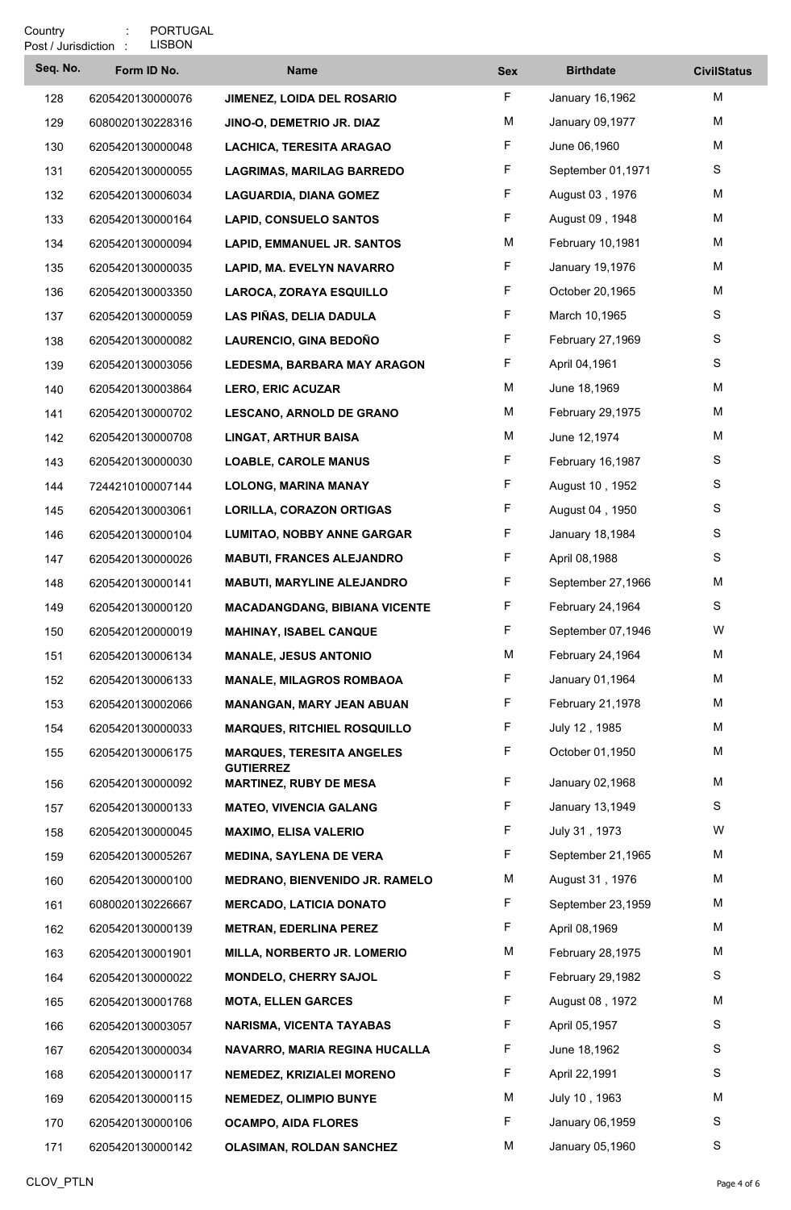Country : PORTUGAL
Post / Jurisdiction : LISBON

| Seq. No. | Form ID No. | Name | Sex | Birthdate | CivilStatus |
|---|---|---|---|---|---|
| 128 | 6205420130000076 | **JIMENEZ, LOIDA DEL ROSARIO** | F | January 16,1962 | M |
| 129 | 6080020130228316 | **JINO-O, DEMETRIO JR. DIAZ** | M | January 09,1977 | M |
| 130 | 6205420130000048 | **LACHICA, TERESITA ARAGAO** | F | June 06,1960 | M |
| 131 | 6205420130000055 | **LAGRIMAS, MARILAG BARREDO** | F | September 01,1971 | S |
| 132 | 6205420130006034 | **LAGUARDIA, DIANA GOMEZ** | F | August 03 , 1976 | M |
| 133 | 6205420130000164 | **LAPID, CONSUELO SANTOS** | F | August 09 , 1948 | M |
| 134 | 6205420130000094 | **LAPID, EMMANUEL JR. SANTOS** | M | February 10,1981 | M |
| 135 | 6205420130000035 | **LAPID, MA. EVELYN NAVARRO** | F | January 19,1976 | M |
| 136 | 6205420130003350 | **LAROCA, ZORAYA ESQUILLO** | F | October 20,1965 | M |
| 137 | 6205420130000059 | **LAS PIÑAS, DELIA DADULA** | F | March 10,1965 | S |
| 138 | 6205420130000082 | **LAURENCIO, GINA BEDOÑO** | F | February 27,1969 | S |
| 139 | 6205420130003056 | **LEDESMA, BARBARA MAY ARAGON** | F | April 04,1961 | S |
| 140 | 6205420130003864 | **LERO, ERIC ACUZAR** | M | June 18,1969 | M |
| 141 | 6205420130000702 | **LESCANO, ARNOLD DE GRANO** | M | February 29,1975 | M |
| 142 | 6205420130000708 | **LINGAT, ARTHUR BAISA** | M | June 12,1974 | M |
| 143 | 6205420130000030 | **LOABLE, CAROLE MANUS** | F | February 16,1987 | S |
| 144 | 7244210100007144 | **LOLONG, MARINA MANAY** | F | August 10 , 1952 | S |
| 145 | 6205420130003061 | **LORILLA, CORAZON ORTIGAS** | F | August 04 , 1950 | S |
| 146 | 6205420130000104 | **LUMITAO, NOBBY ANNE GARGAR** | F | January 18,1984 | S |
| 147 | 6205420130000026 | **MABUTI, FRANCES ALEJANDRO** | F | April 08,1988 | S |
| 148 | 6205420130000141 | **MABUTI, MARYLINE ALEJANDRO** | F | September 27,1966 | M |
| 149 | 6205420130000120 | **MACADANGDANG, BIBIANA VICENTE** | F | February 24,1964 | S |
| 150 | 6205420120000019 | **MAHINAY, ISABEL CANQUE** | F | September 07,1946 | W |
| 151 | 6205420130006134 | **MANALE, JESUS ANTONIO** | M | February 24,1964 | M |
| 152 | 6205420130006133 | **MANALE, MILAGROS ROMBAOA** | F | January 01,1964 | M |
| 153 | 6205420130002066 | **MANANGAN, MARY JEAN ABUAN** | F | February 21,1978 | M |
| 154 | 6205420130000033 | **MARQUES, RITCHIEL ROSQUILLO** | F | July 12 , 1985 | M |
| 155 | 6205420130006175 | **MARQUES, TERESITA ANGELES GUTIERREZ** | F | October 01,1950 | M |
| 156 | 6205420130000092 | **MARTINEZ, RUBY DE MESA** | F | January 02,1968 | M |
| 157 | 6205420130000133 | **MATEO, VIVENCIA GALANG** | F | January 13,1949 | S |
| 158 | 6205420130000045 | **MAXIMO, ELISA VALERIO** | F | July 31 , 1973 | W |
| 159 | 6205420130005267 | **MEDINA, SAYLENA DE VERA** | F | September 21,1965 | M |
| 160 | 6205420130000100 | **MEDRANO, BIENVENIDO JR. RAMELO** | M | August 31 , 1976 | M |
| 161 | 6080020130226667 | **MERCADO, LATICIA DONATO** | F | September 23,1959 | M |
| 162 | 6205420130000139 | **METRAN, EDERLINA PEREZ** | F | April 08,1969 | M |
| 163 | 6205420130001901 | **MILLA, NORBERTO JR. LOMERIO** | M | February 28,1975 | M |
| 164 | 6205420130000022 | **MONDELO, CHERRY SAJOL** | F | February 29,1982 | S |
| 165 | 6205420130001768 | **MOTA, ELLEN GARCES** | F | August 08 , 1972 | M |
| 166 | 6205420130003057 | **NARISMA, VICENTA TAYABAS** | F | April 05,1957 | S |
| 167 | 6205420130000034 | **NAVARRO, MARIA REGINA HUCALLA** | F | June 18,1962 | S |
| 168 | 6205420130000117 | **NEMEDEZ, KRIZIALEI MORENO** | F | April 22,1991 | S |
| 169 | 6205420130000115 | **NEMEDEZ, OLIMPIO BUNYE** | M | July 10 , 1963 | M |
| 170 | 6205420130000106 | **OCAMPO, AIDA FLORES** | F | January 06,1959 | S |
| 171 | 6205420130000142 | **OLASIMAN, ROLDAN SANCHEZ** | M | January 05,1960 | S |

CLOV_PTLN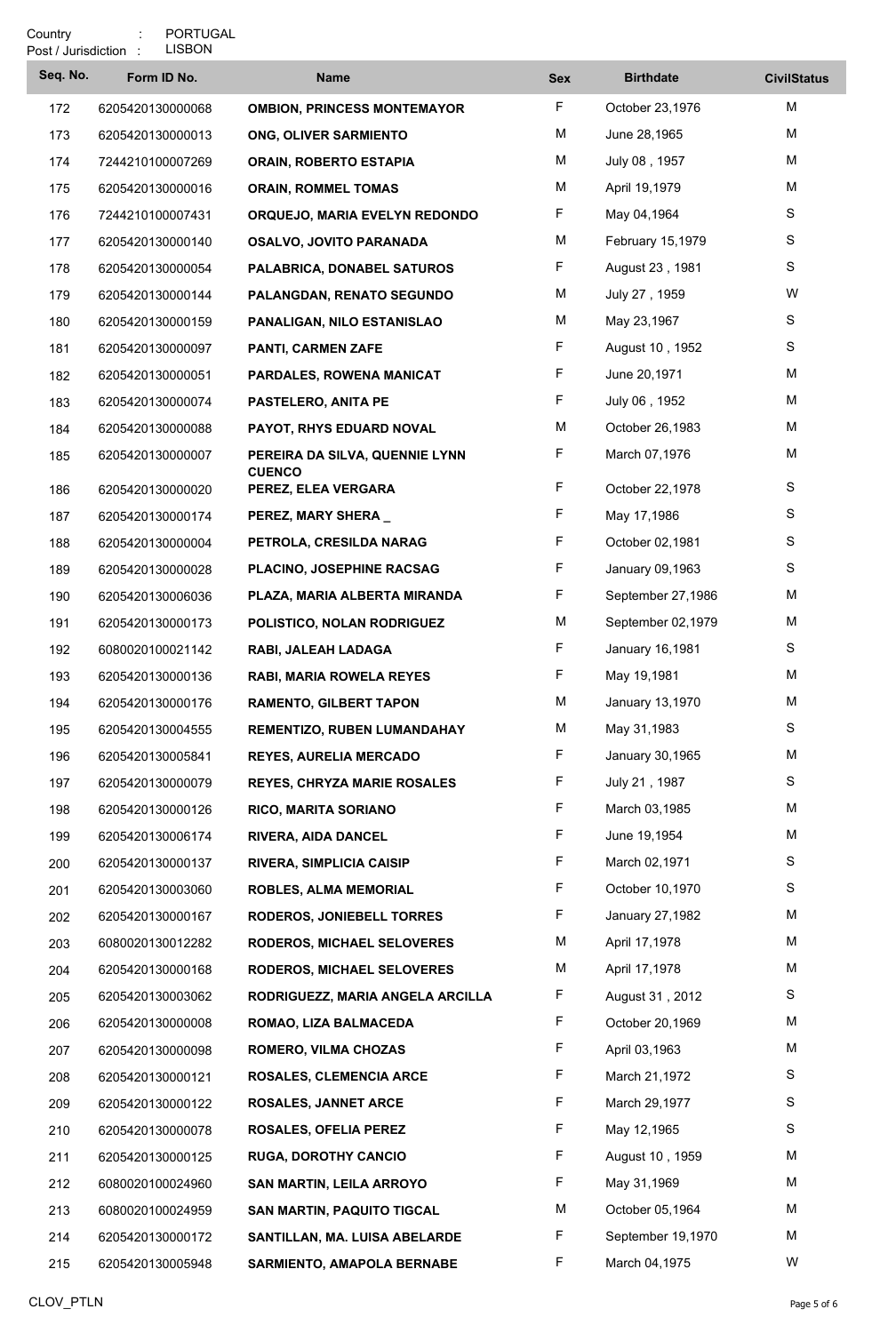Country : PORTUGAL
Post / Jurisdiction : LISBON

| Seq. No. | Form ID No. | Name | Sex | Birthdate | CivilStatus |
|---|---|---|---|---|---|
| 172 | 6205420130000068 | **OMBION, PRINCESS MONTEMAYOR** | F | October 23,1976 | M |
| 173 | 6205420130000013 | **ONG, OLIVER SARMIENTO** | M | June 28,1965 | M |
| 174 | 7244210100007269 | **ORAIN, ROBERTO ESTAPIA** | M | July 08 , 1957 | M |
| 175 | 6205420130000016 | **ORAIN, ROMMEL TOMAS** | M | April 19,1979 | M |
| 176 | 7244210100007431 | **ORQUEJO, MARIA EVELYN REDONDO** | F | May 04,1964 | S |
| 177 | 6205420130000140 | **OSALVO, JOVITO PARANADA** | M | February 15,1979 | S |
| 178 | 6205420130000054 | **PALABRICA, DONABEL SATUROS** | F | August 23 , 1981 | S |
| 179 | 6205420130000144 | **PALANGDAN, RENATO SEGUNDO** | M | July 27 , 1959 | W |
| 180 | 6205420130000159 | **PANALIGAN, NILO ESTANISLAO** | M | May 23,1967 | S |
| 181 | 6205420130000097 | **PANTI, CARMEN ZAFE** | F | August 10 , 1952 | S |
| 182 | 6205420130000051 | **PARDALES, ROWENA MANICAT** | F | June 20,1971 | M |
| 183 | 6205420130000074 | **PASTELERO, ANITA PE** | F | July 06 , 1952 | M |
| 184 | 6205420130000088 | **PAYOT, RHYS EDUARD NOVAL** | M | October 26,1983 | M |
| 185 | 6205420130000007 | **PEREIRA DA SILVA, QUENNIE LYNN CUENCO** | F | March 07,1976 | M |
| 186 | 6205420130000020 | **PEREZ, ELEA VERGARA** | F | October 22,1978 | S |
| 187 | 6205420130000174 | **PEREZ, MARY SHERA _** | F | May 17,1986 | S |
| 188 | 6205420130000004 | **PETROLA, CRESILDA NARAG** | F | October 02,1981 | S |
| 189 | 6205420130000028 | **PLACINO, JOSEPHINE RACSAG** | F | January 09,1963 | S |
| 190 | 6205420130006036 | **PLAZA, MARIA ALBERTA MIRANDA** | F | September 27,1986 | M |
| 191 | 6205420130000173 | **POLISTICO, NOLAN RODRIGUEZ** | M | September 02,1979 | M |
| 192 | 6080020100021142 | **RABI, JALEAH LADAGA** | F | January 16,1981 | S |
| 193 | 6205420130000136 | **RABI, MARIA ROWELA REYES** | F | May 19,1981 | M |
| 194 | 6205420130000176 | **RAMENTO, GILBERT TAPON** | M | January 13,1970 | M |
| 195 | 6205420130004555 | **REMENTIZO, RUBEN LUMANDAHAY** | M | May 31,1983 | S |
| 196 | 6205420130005841 | **REYES, AURELIA MERCADO** | F | January 30,1965 | M |
| 197 | 6205420130000079 | **REYES, CHRYZA MARIE ROSALES** | F | July 21 , 1987 | S |
| 198 | 6205420130000126 | **RICO, MARITA SORIANO** | F | March 03,1985 | M |
| 199 | 6205420130006174 | **RIVERA, AIDA DANCEL** | F | June 19,1954 | M |
| 200 | 6205420130000137 | **RIVERA, SIMPLICIA CAISIP** | F | March 02,1971 | S |
| 201 | 6205420130003060 | **ROBLES, ALMA MEMORIAL** | F | October 10,1970 | S |
| 202 | 6205420130000167 | **RODEROS, JONIEBELL TORRES** | F | January 27,1982 | M |
| 203 | 6080020130012282 | **RODEROS, MICHAEL SELOVERES** | M | April 17,1978 | M |
| 204 | 6205420130000168 | **RODEROS, MICHAEL SELOVERES** | M | April 17,1978 | M |
| 205 | 6205420130003062 | **RODRIGUEZZ, MARIA ANGELA ARCILLA** | F | August 31 , 2012 | S |
| 206 | 6205420130000008 | **ROMAO, LIZA BALMACEDA** | F | October 20,1969 | M |
| 207 | 6205420130000098 | **ROMERO, VILMA CHOZAS** | F | April 03,1963 | M |
| 208 | 6205420130000121 | **ROSALES, CLEMENCIA ARCE** | F | March 21,1972 | S |
| 209 | 6205420130000122 | **ROSALES, JANNET ARCE** | F | March 29,1977 | S |
| 210 | 6205420130000078 | **ROSALES, OFELIA PEREZ** | F | May 12,1965 | S |
| 211 | 6205420130000125 | **RUGA, DOROTHY CANCIO** | F | August 10 , 1959 | M |
| 212 | 6080020100024960 | **SAN MARTIN, LEILA ARROYO** | F | May 31,1969 | M |
| 213 | 6080020100024959 | **SAN MARTIN, PAQUITO TIGCAL** | M | October 05,1964 | M |
| 214 | 6205420130000172 | **SANTILLAN, MA. LUISA ABELARDE** | F | September 19,1970 | M |
| 215 | 6205420130005948 | **SARMIENTO, AMAPOLA BERNABE** | F | March 04,1975 | W |

CLOV_PTLN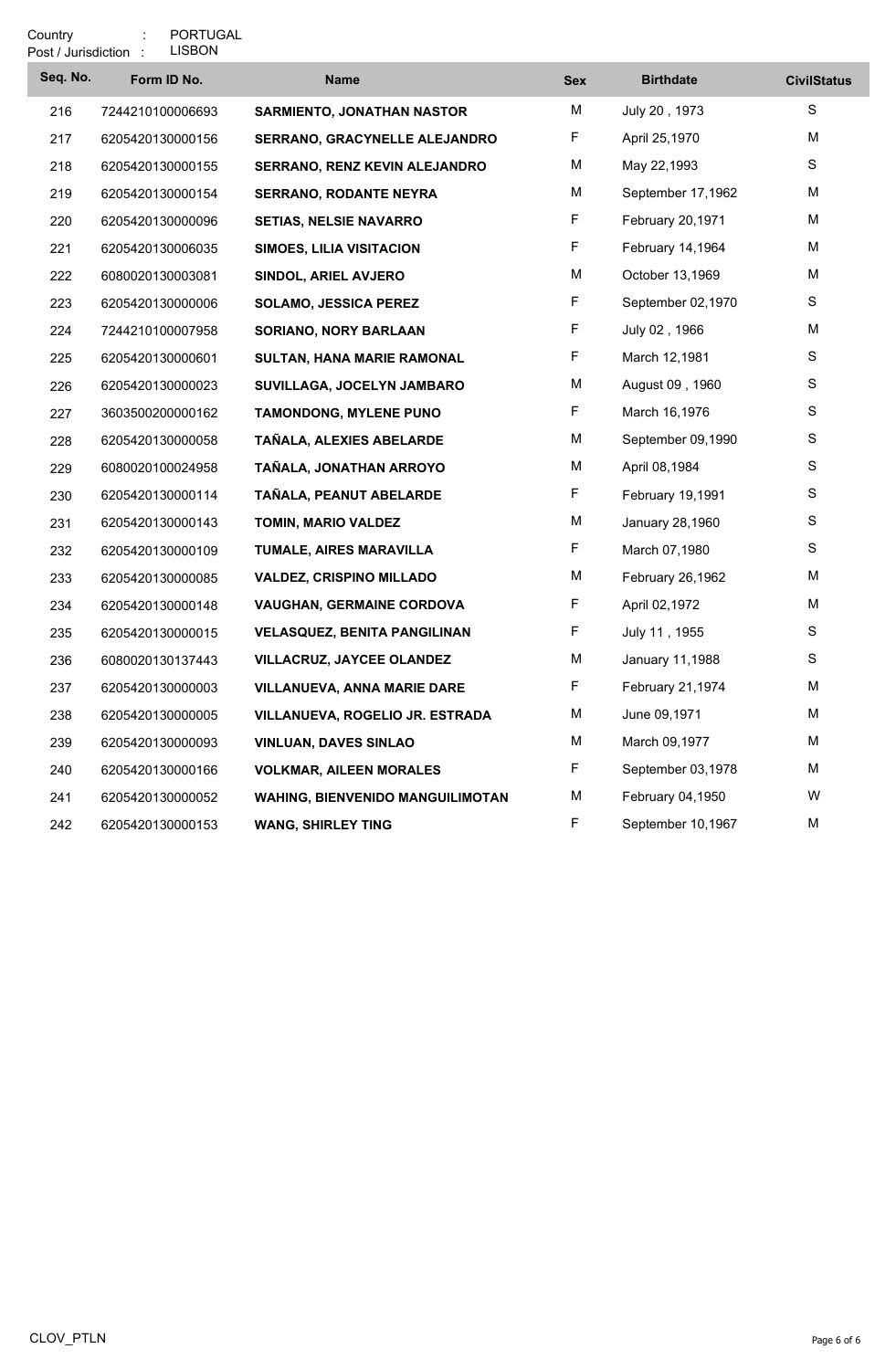Country : PORTUGAL
Post / Jurisdiction : LISBON

| Seq. No. | Form ID No. | Name | Sex | Birthdate | CivilStatus |
|---|---|---|---|---|---|
| 216 | 7244210100006693 | **SARMIENTO, JONATHAN NASTOR** | M | July 20 , 1973 | S |
| 217 | 6205420130000156 | **SERRANO, GRACYNELLE ALEJANDRO** | F | April 25,1970 | M |
| 218 | 6205420130000155 | **SERRANO, RENZ KEVIN ALEJANDRO** | M | May 22,1993 | S |
| 219 | 6205420130000154 | **SERRANO, RODANTE NEYRA** | M | September 17,1962 | M |
| 220 | 6205420130000096 | **SETIAS, NELSIE NAVARRO** | F | February 20,1971 | M |
| 221 | 6205420130006035 | **SIMOES, LILIA VISITACION** | F | February 14,1964 | M |
| 222 | 6080020130003081 | **SINDOL, ARIEL AVJERO** | M | October 13,1969 | M |
| 223 | 6205420130000006 | **SOLAMO, JESSICA PEREZ** | F | September 02,1970 | S |
| 224 | 7244210100007958 | **SORIANO, NORY BARLAAN** | F | July 02 , 1966 | M |
| 225 | 6205420130000601 | **SULTAN, HANA MARIE RAMONAL** | F | March 12,1981 | S |
| 226 | 6205420130000023 | **SUVILLAGA, JOCELYN JAMBARO** | M | August 09 , 1960 | S |
| 227 | 3603500200000162 | **TAMONDONG, MYLENE PUNO** | F | March 16,1976 | S |
| 228 | 6205420130000058 | **TAÑALA, ALEXIES ABELARDE** | M | September 09,1990 | S |
| 229 | 6080020100024958 | **TAÑALA, JONATHAN ARROYO** | M | April 08,1984 | S |
| 230 | 6205420130000114 | **TAÑALA, PEANUT ABELARDE** | F | February 19,1991 | S |
| 231 | 6205420130000143 | **TOMIN, MARIO VALDEZ** | M | January 28,1960 | S |
| 232 | 6205420130000109 | **TUMALE, AIRES MARAVILLA** | F | March 07,1980 | S |
| 233 | 6205420130000085 | **VALDEZ, CRISPINO MILLADO** | M | February 26,1962 | M |
| 234 | 6205420130000148 | **VAUGHAN, GERMAINE CORDOVA** | F | April 02,1972 | M |
| 235 | 6205420130000015 | **VELASQUEZ, BENITA PANGILINAN** | F | July 11 , 1955 | S |
| 236 | 6080020130137443 | **VILLACRUZ, JAYCEE OLANDEZ** | M | January 11,1988 | S |
| 237 | 6205420130000003 | **VILLANUEVA, ANNA MARIE DARE** | F | February 21,1974 | M |
| 238 | 6205420130000005 | **VILLANUEVA, ROGELIO JR. ESTRADA** | M | June 09,1971 | M |
| 239 | 6205420130000093 | **VINLUAN, DAVES SINLAO** | M | March 09,1977 | M |
| 240 | 6205420130000166 | **VOLKMAR, AILEEN MORALES** | F | September 03,1978 | M |
| 241 | 6205420130000052 | **WAHING, BIENVENIDO MANGUILIMOTAN** | M | February 04,1950 | W |
| 242 | 6205420130000153 | **WANG, SHIRLEY TING** | F | September 10,1967 | M |

CLOV_PTLN